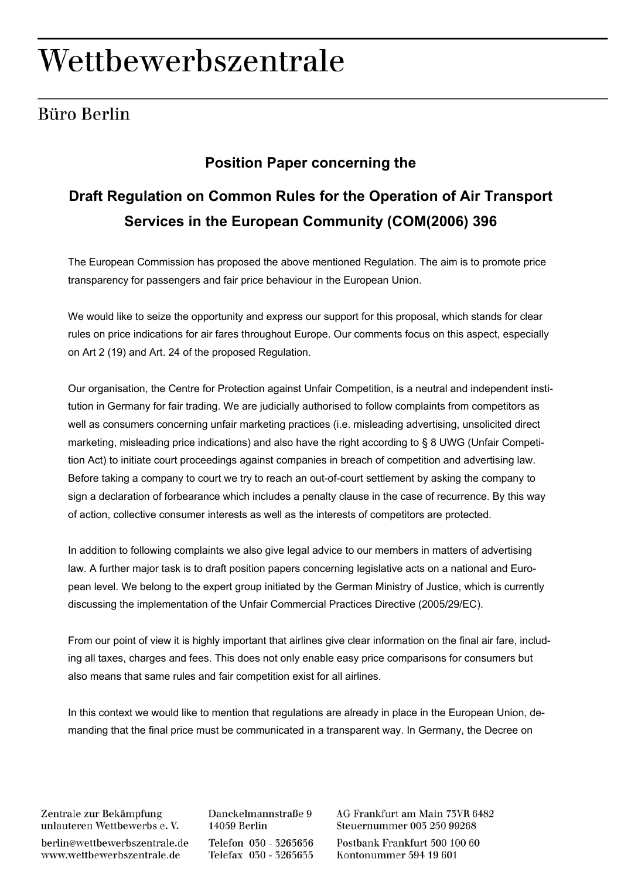# Wettbewerbszentrale

## Büro Berlin

### Position Paper concerning the

### Draft Regulation on Common Rules for the Operation of Air Transport Services in the European Community (COM(2006) 396

The European Commission has proposed the above mentioned Regulation. The aim is to promote price transparency for passengers and fair price behaviour in the European Union.

We would like to seize the opportunity and express our support for this proposal, which stands for clear rules on price indications for air fares throughout Europe. Our comments focus on this aspect, especially on Art 2 (19) and Art. 24 of the proposed Regulation.

Our organisation, the Centre for Protection against Unfair Competition, is a neutral and independent institution in Germany for fair trading. We are judicially authorised to follow complaints from competitors as well as consumers concerning unfair marketing practices (i.e. misleading advertising, unsolicited direct marketing, misleading price indications) and also have the right according to § 8 UWG (Unfair Competition Act) to initiate court proceedings against companies in breach of competition and advertising law. Before taking a company to court we try to reach an out-of-court settlement by asking the company to sign a declaration of forbearance which includes a penalty clause in the case of recurrence. By this way of action, collective consumer interests as well as the interests of competitors are protected.

In addition to following complaints we also give legal advice to our members in matters of advertising law. A further major task is to draft position papers concerning legislative acts on a national and European level. We belong to the expert group initiated by the German Ministry of Justice, which is currently discussing the implementation of the Unfair Commercial Practices Directive (2005/29/EC).

From our point of view it is highly important that airlines give clear information on the final air fare, including all taxes, charges and fees. This does not only enable easy price comparisons for consumers but also means that same rules and fair competition exist for all airlines.

In this context we would like to mention that regulations are already in place in the European Union, demanding that the final price must be communicated in a transparent way. In Germany, the Decree on

Zentrale zur Bekämpfung unlauteren Wettbewerbs e. V.
berlin@wettbewerbszentrale.de
www.wettbewerbszentrale.de

Danckelmannstraße 9
14059 Berlin
Telefon 030 - 3265656
Telefax 030 - 3265655

AG Frankfurt am Main 73VR 6482
Steuernummer 003 250 99268
Postbank Frankfurt 500 100 60
Kontonummer 594 19 601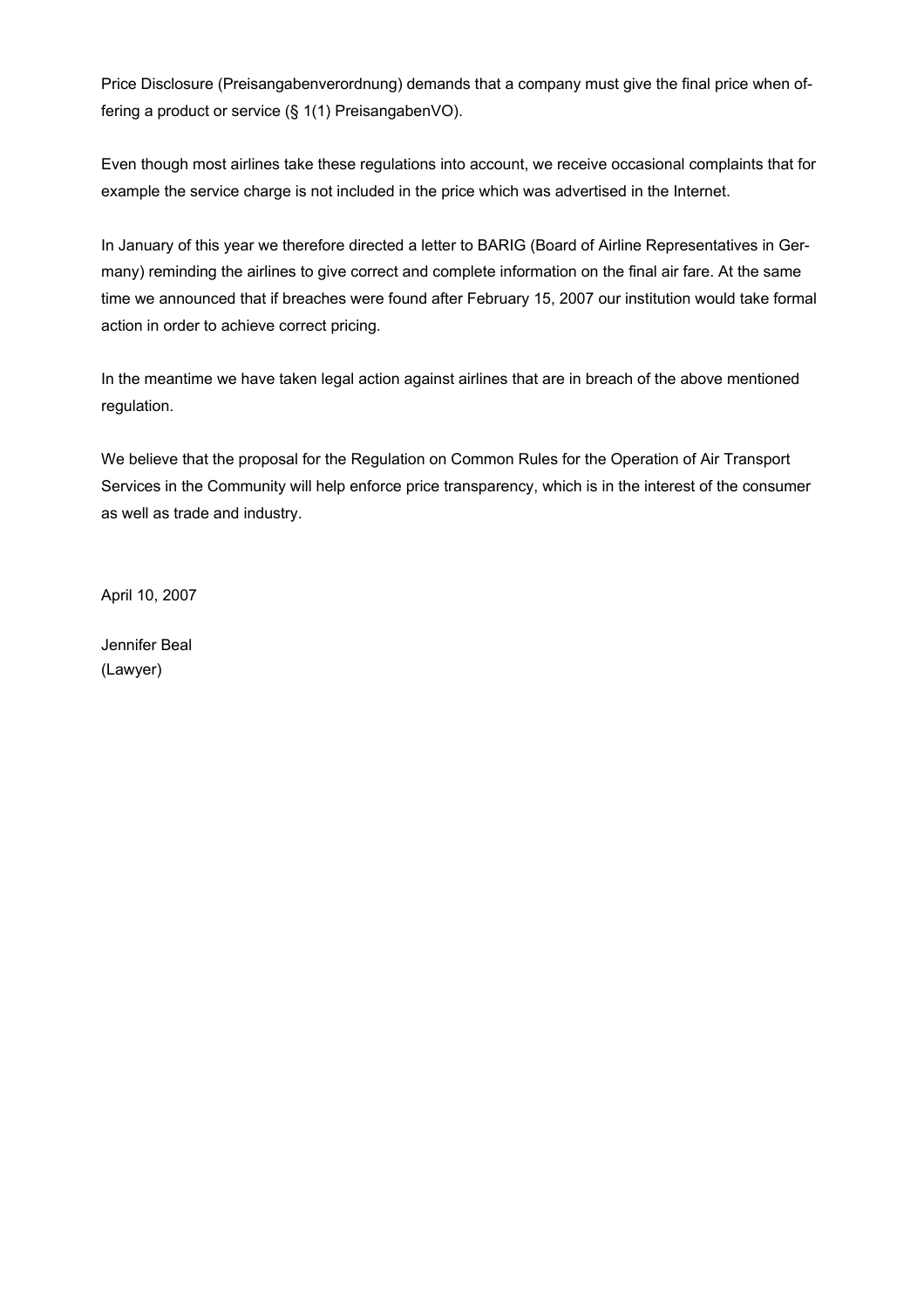Price Disclosure (Preisangabenverordnung) demands that a company must give the final price when offering a product or service (§ 1(1) PreisangabenVO).

Even though most airlines take these regulations into account, we receive occasional complaints that for example the service charge is not included in the price which was advertised in the Internet.

In January of this year we therefore directed a letter to BARIG (Board of Airline Representatives in Germany) reminding the airlines to give correct and complete information on the final air fare. At the same time we announced that if breaches were found after February 15, 2007 our institution would take formal action in order to achieve correct pricing.

In the meantime we have taken legal action against airlines that are in breach of the above mentioned regulation.

We believe that the proposal for the Regulation on Common Rules for the Operation of Air Transport Services in the Community will help enforce price transparency, which is in the interest of the consumer as well as trade and industry.

April 10, 2007

Jennifer Beal  
(Lawyer)